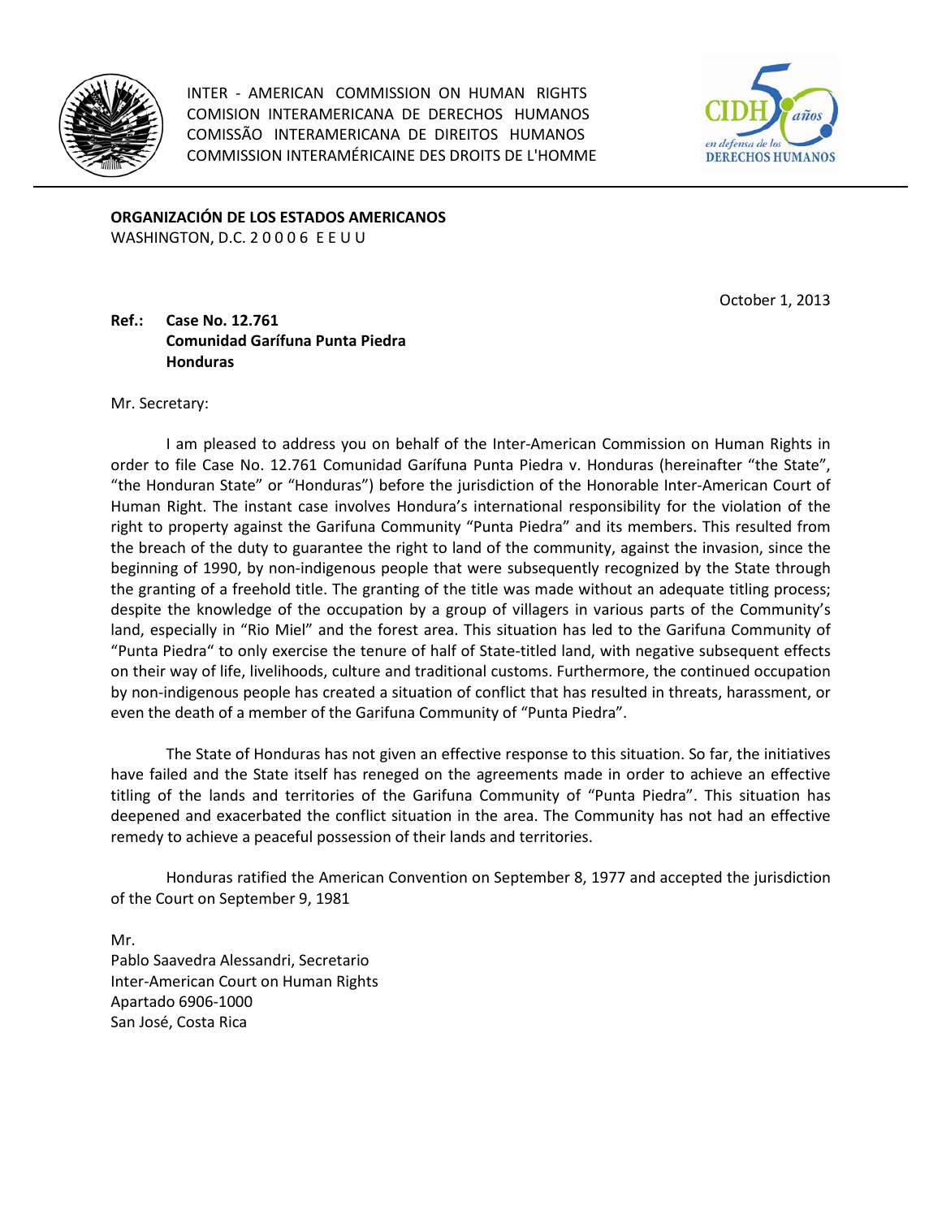INTER - AMERICAN COMMISSION ON HUMAN RIGHTS
COMISION INTERAMERICANA DE DERECHOS HUMANOS
COMISSÃO INTERAMERICANA DE DIREITOS HUMANOS
COMMISSION INTERAMÉRICAINE DES DROITS DE L'HOMME

**ORGANIZACIÓN DE LOS ESTADOS AMERICANOS**
WASHINGTON, D.C. 2 0 0 0 6 E E U U

October 1, 2013

**Ref.: Case No. 12.761**
**Comunidad Garífuna Punta Piedra**
**Honduras**

Mr. Secretary:

I am pleased to address you on behalf of the Inter-American Commission on Human Rights in order to file Case No. 12.761 Comunidad Garífuna Punta Piedra v. Honduras (hereinafter "the State", "the Honduran State" or "Honduras") before the jurisdiction of the Honorable Inter-American Court of Human Right. The instant case involves Hondura's international responsibility for the violation of the right to property against the Garifuna Community "Punta Piedra" and its members. This resulted from the breach of the duty to guarantee the right to land of the community, against the invasion, since the beginning of 1990, by non-indigenous people that were subsequently recognized by the State through the granting of a freehold title. The granting of the title was made without an adequate titling process; despite the knowledge of the occupation by a group of villagers in various parts of the Community's land, especially in "Rio Miel" and the forest area. This situation has led to the Garifuna Community of "Punta Piedra" to only exercise the tenure of half of State-titled land, with negative subsequent effects on their way of life, livelihoods, culture and traditional customs. Furthermore, the continued occupation by non-indigenous people has created a situation of conflict that has resulted in threats, harassment, or even the death of a member of the Garifuna Community of "Punta Piedra".

The State of Honduras has not given an effective response to this situation. So far, the initiatives have failed and the State itself has reneged on the agreements made in order to achieve an effective titling of the lands and territories of the Garifuna Community of "Punta Piedra". This situation has deepened and exacerbated the conflict situation in the area. The Community has not had an effective remedy to achieve a peaceful possession of their lands and territories.

Honduras ratified the American Convention on September 8, 1977 and accepted the jurisdiction of the Court on September 9, 1981

Mr.
Pablo Saavedra Alessandri, Secretario
Inter-American Court on Human Rights
Apartado 6906-1000
San José, Costa Rica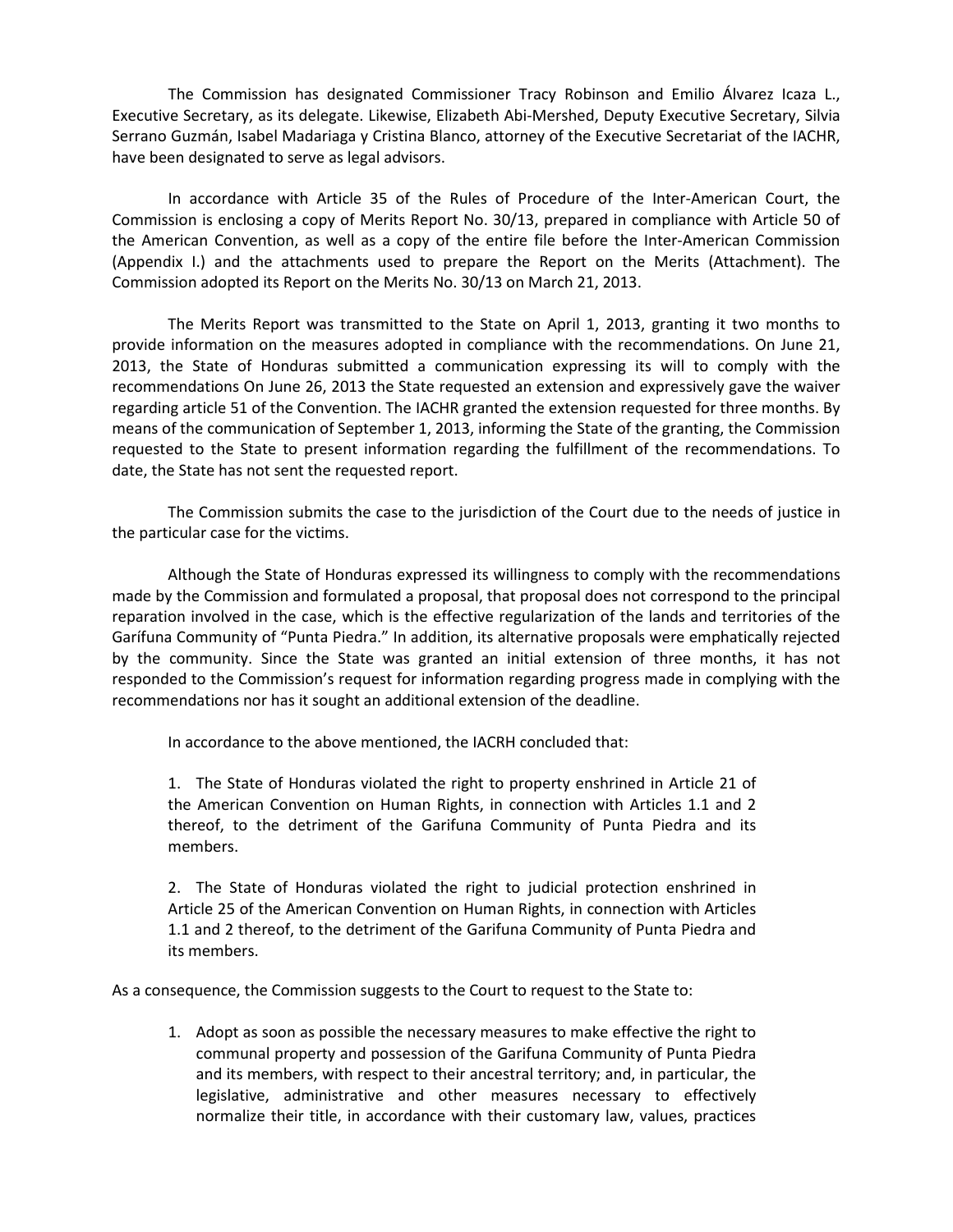The Commission has designated Commissioner Tracy Robinson and Emilio Álvarez Icaza L., Executive Secretary, as its delegate. Likewise, Elizabeth Abi-Mershed, Deputy Executive Secretary, Silvia Serrano Guzmán, Isabel Madariaga y Cristina Blanco, attorney of the Executive Secretariat of the IACHR, have been designated to serve as legal advisors.

In accordance with Article 35 of the Rules of Procedure of the Inter-American Court, the Commission is enclosing a copy of Merits Report No. 30/13, prepared in compliance with Article 50 of the American Convention, as well as a copy of the entire file before the Inter-American Commission (Appendix I.) and the attachments used to prepare the Report on the Merits (Attachment). The Commission adopted its Report on the Merits No. 30/13 on March 21, 2013.

The Merits Report was transmitted to the State on April 1, 2013, granting it two months to provide information on the measures adopted in compliance with the recommendations. On June 21, 2013, the State of Honduras submitted a communication expressing its will to comply with the recommendations On June 26, 2013 the State requested an extension and expressively gave the waiver regarding article 51 of the Convention. The IACHR granted the extension requested for three months. By means of the communication of September 1, 2013, informing the State of the granting, the Commission requested to the State to present information regarding the fulfillment of the recommendations. To date, the State has not sent the requested report.

The Commission submits the case to the jurisdiction of the Court due to the needs of justice in the particular case for the victims.

Although the State of Honduras expressed its willingness to comply with the recommendations made by the Commission and formulated a proposal, that proposal does not correspond to the principal reparation involved in the case, which is the effective regularization of the lands and territories of the Garífuna Community of "Punta Piedra." In addition, its alternative proposals were emphatically rejected by the community. Since the State was granted an initial extension of three months, it has not responded to the Commission's request for information regarding progress made in complying with the recommendations nor has it sought an additional extension of the deadline.

In accordance to the above mentioned, the IACRH concluded that:

> 1. The State of Honduras violated the right to property enshrined in Article 21 of the American Convention on Human Rights, in connection with Articles 1.1 and 2 thereof, to the detriment of the Garifuna Community of Punta Piedra and its members.
>
> 2. The State of Honduras violated the right to judicial protection enshrined in Article 25 of the American Convention on Human Rights, in connection with Articles 1.1 and 2 thereof, to the detriment of the Garifuna Community of Punta Piedra and its members.

As a consequence, the Commission suggests to the Court to request to the State to:

1. Adopt as soon as possible the necessary measures to make effective the right to communal property and possession of the Garifuna Community of Punta Piedra and its members, with respect to their ancestral territory; and, in particular, the legislative, administrative and other measures necessary to effectively normalize their title, in accordance with their customary law, values, practices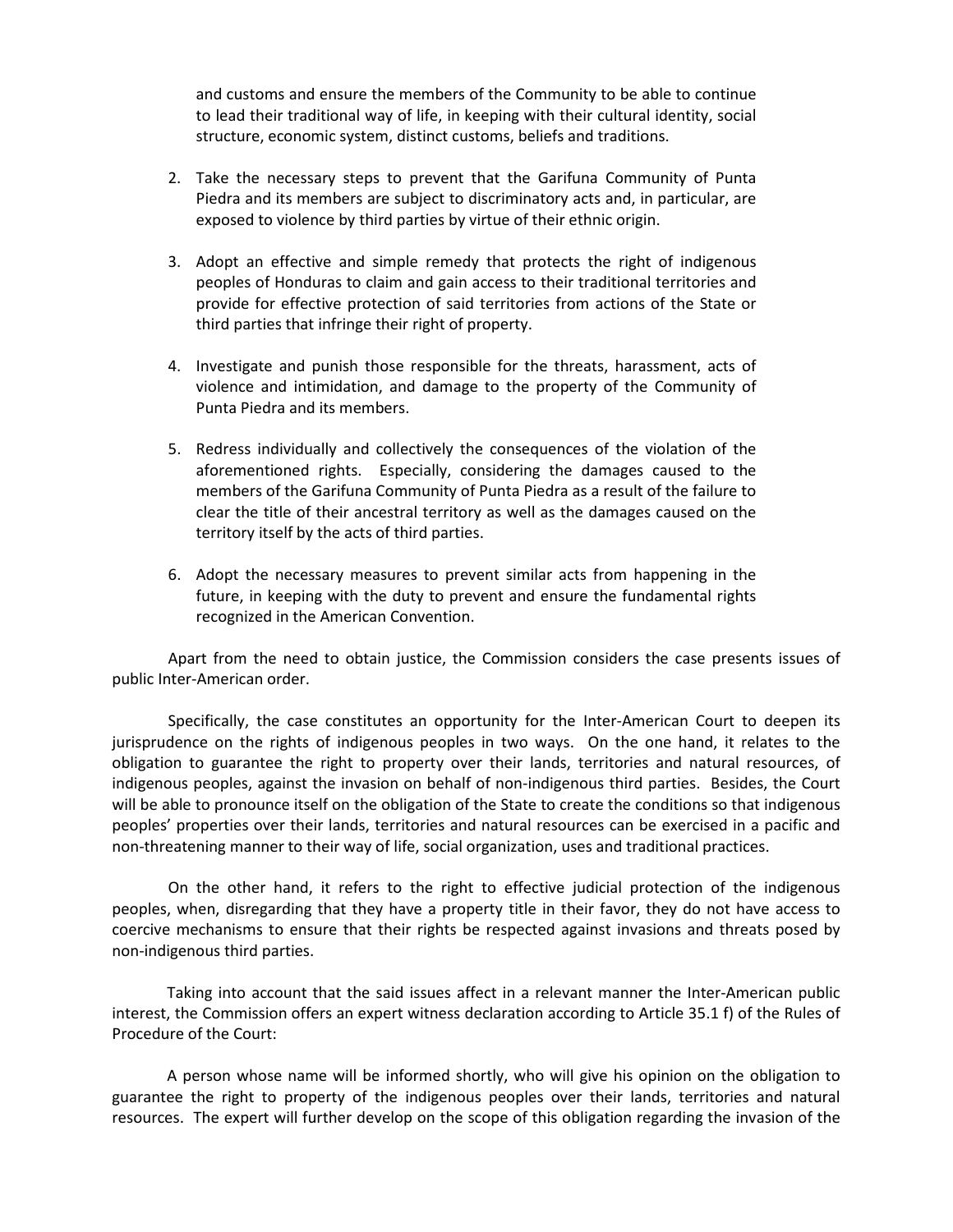and customs and ensure the members of the Community to be able to continue to lead their traditional way of life, in keeping with their cultural identity, social structure, economic system, distinct customs, beliefs and traditions.

2. Take the necessary steps to prevent that the Garifuna Community of Punta Piedra and its members are subject to discriminatory acts and, in particular, are exposed to violence by third parties by virtue of their ethnic origin.

3. Adopt an effective and simple remedy that protects the right of indigenous peoples of Honduras to claim and gain access to their traditional territories and provide for effective protection of said territories from actions of the State or third parties that infringe their right of property.

4. Investigate and punish those responsible for the threats, harassment, acts of violence and intimidation, and damage to the property of the Community of Punta Piedra and its members.

5. Redress individually and collectively the consequences of the violation of the aforementioned rights. Especially, considering the damages caused to the members of the Garifuna Community of Punta Piedra as a result of the failure to clear the title of their ancestral territory as well as the damages caused on the territory itself by the acts of third parties.

6. Adopt the necessary measures to prevent similar acts from happening in the future, in keeping with the duty to prevent and ensure the fundamental rights recognized in the American Convention.

Apart from the need to obtain justice, the Commission considers the case presents issues of public Inter-American order.

Specifically, the case constitutes an opportunity for the Inter-American Court to deepen its jurisprudence on the rights of indigenous peoples in two ways. On the one hand, it relates to the obligation to guarantee the right to property over their lands, territories and natural resources, of indigenous peoples, against the invasion on behalf of non-indigenous third parties. Besides, the Court will be able to pronounce itself on the obligation of the State to create the conditions so that indigenous peoples' properties over their lands, territories and natural resources can be exercised in a pacific and non-threatening manner to their way of life, social organization, uses and traditional practices.

On the other hand, it refers to the right to effective judicial protection of the indigenous peoples, when, disregarding that they have a property title in their favor, they do not have access to coercive mechanisms to ensure that their rights be respected against invasions and threats posed by non-indigenous third parties.

Taking into account that the said issues affect in a relevant manner the Inter-American public interest, the Commission offers an expert witness declaration according to Article 35.1 f) of the Rules of Procedure of the Court:

A person whose name will be informed shortly, who will give his opinion on the obligation to guarantee the right to property of the indigenous peoples over their lands, territories and natural resources. The expert will further develop on the scope of this obligation regarding the invasion of the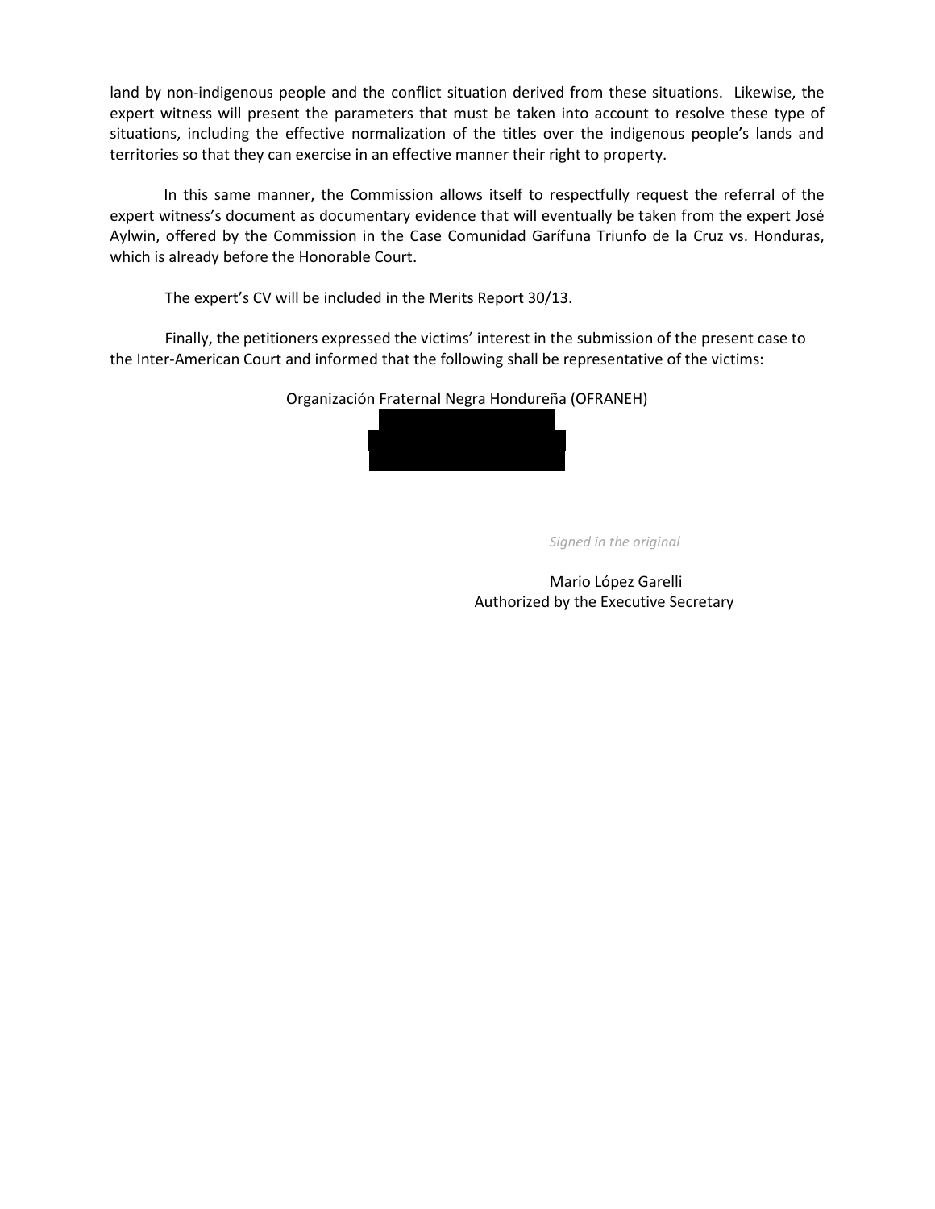land by non-indigenous people and the conflict situation derived from these situations. Likewise, the expert witness will present the parameters that must be taken into account to resolve these type of situations, including the effective normalization of the titles over the indigenous people's lands and territories so that they can exercise in an effective manner their right to property.

In this same manner, the Commission allows itself to respectfully request the referral of the expert witness's document as documentary evidence that will eventually be taken from the expert José Aylwin, offered by the Commission in the Case Comunidad Garífuna Triunfo de la Cruz vs. Honduras, which is already before the Honorable Court.

The expert's CV will be included in the Merits Report 30/13.

Finally, the petitioners expressed the victims' interest in the submission of the present case to the Inter-American Court and informed that the following shall be representative of the victims:

Organización Fraternal Negra Hondureña (OFRANEH)

*Signed in the original*

Mario López Garelli
Authorized by the Executive Secretary